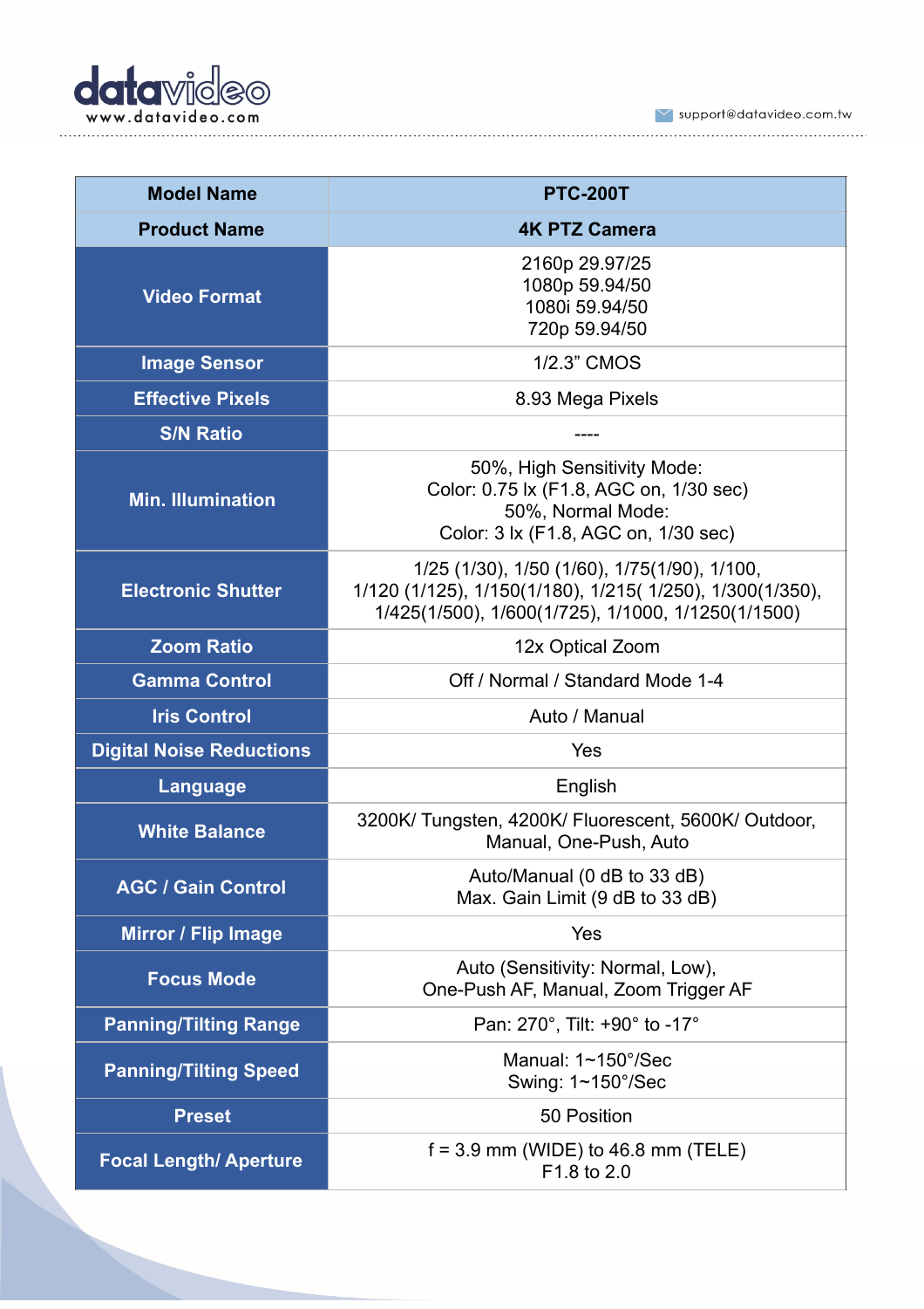| Model Name | PTC-200T |
|---|---|
| Product Name | 4K PTZ Camera |
| Video Format | 2160p 29.97/25<br>1080p 59.94/50<br>1080i 59.94/50<br>720p 59.94/50 |
| Image Sensor | 1/2.3" CMOS |
| Effective Pixels | 8.93 Mega Pixels |
| S/N Ratio | ---- |
| Min. Illumination | 50%, High Sensitivity Mode:<br>Color: 0.75 lx (F1.8, AGC on, 1/30 sec)<br>50%, Normal Mode:<br>Color: 3 lx (F1.8, AGC on, 1/30 sec) |
| Electronic Shutter | 1/25 (1/30), 1/50 (1/60), 1/75(1/90), 1/100,<br>1/120 (1/125), 1/150(1/180), 1/215( 1/250), 1/300(1/350),<br>1/425(1/500), 1/600(1/725), 1/1000, 1/1250(1/1500) |
| Zoom Ratio | 12x Optical Zoom |
| Gamma Control | Off / Normal / Standard Mode 1-4 |
| Iris Control | Auto / Manual |
| Digital Noise Reductions | Yes |
| Language | English |
| White Balance | 3200K/ Tungsten, 4200K/ Fluorescent, 5600K/ Outdoor,<br>Manual, One-Push, Auto |
| AGC / Gain Control | Auto/Manual (0 dB to 33 dB)<br>Max. Gain Limit (9 dB to 33 dB) |
| Mirror / Flip Image | Yes |
| Focus Mode | Auto (Sensitivity: Normal, Low),<br>One-Push AF, Manual, Zoom Trigger AF |
| Panning/Tilting Range | Pan: 270°, Tilt: +90° to -17° |
| Panning/Tilting Speed | Manual: 1~150°/Sec<br>Swing: 1~150°/Sec |
| Preset | 50 Position |
| Focal Length/ Aperture | f = 3.9 mm (WIDE) to 46.8 mm (TELE)<br>F1.8 to 2.0 |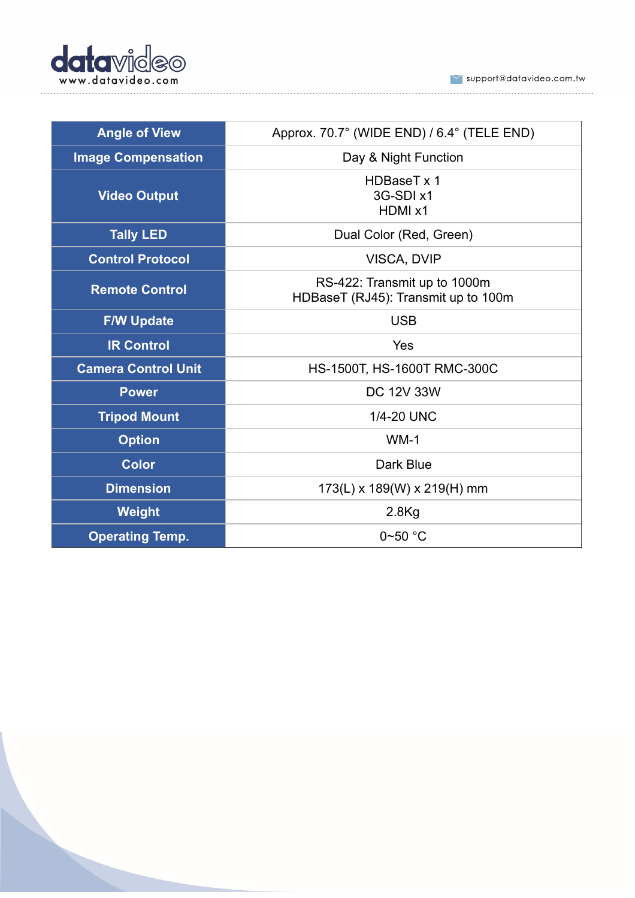| | |
|---|---|
| **Angle of View** | Approx. 70.7° (WIDE END) / 6.4° (TELE END) |
| **Image Compensation** | Day & Night Function |
| **Video Output** | HDBaseT x 1<br>3G-SDI x1<br>HDMI x1 |
| **Tally LED** | Dual Color (Red, Green) |
| **Control Protocol** | VISCA, DVIP |
| **Remote Control** | RS-422: Transmit up to 1000m<br>HDBaseT (RJ45): Transmit up to 100m |
| **F/W Update** | USB |
| **IR Control** | Yes |
| **Camera Control Unit** | HS-1500T, HS-1600T RMC-300C |
| **Power** | DC 12V 33W |
| **Tripod Mount** | 1/4-20 UNC |
| **Option** | WM-1 |
| **Color** | Dark Blue |
| **Dimension** | 173(L) x 189(W) x 219(H) mm |
| **Weight** | 2.8Kg |
| **Operating Temp.** | 0~50 °C |